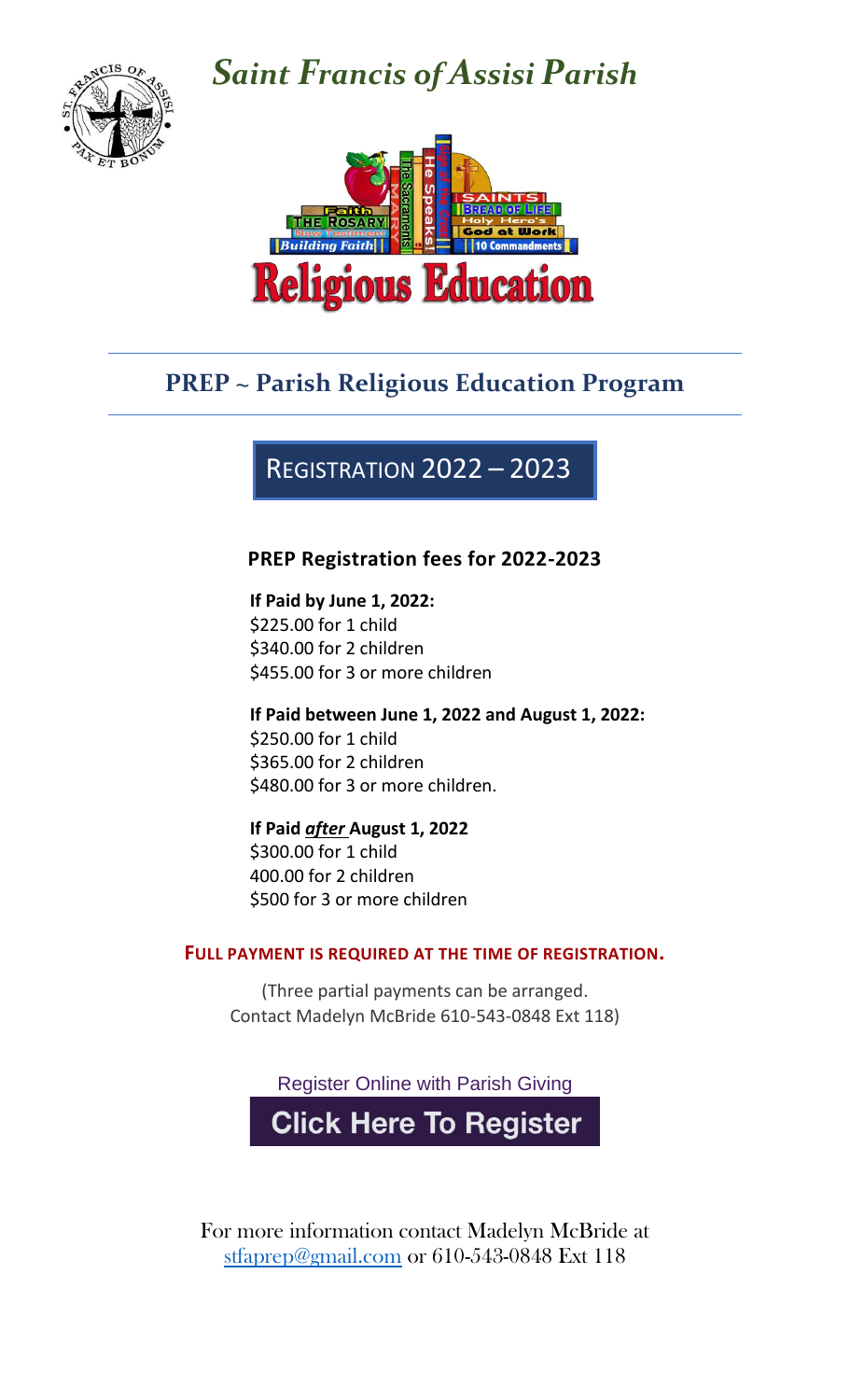# *Saint Francis of Assisi Parish*

# Religious Education

## PREP ~ Parish Religious Education Program

### REGISTRATION 2022 – 2023

**PREP Registration fees for 2022-2023**

**If Paid by June 1, 2022:**
$225.00 for 1 child
$340.00 for 2 children
$455.00 for 3 or more children

**If Paid between June 1, 2022 and August 1, 2022:**
$250.00 for 1 child
$365.00 for 2 children
$480.00 for 3 or more children.

**If Paid *after* August 1, 2022**
$300.00 for 1 child
400.00 for 2 children
$500 for 3 or more children

**FULL PAYMENT IS REQUIRED AT THE TIME OF REGISTRATION.**

(Three partial payments can be arranged.
Contact Madelyn McBride 610-543-0848 Ext 118)

Register Online with Parish Giving

**Click Here To Register**

For more information contact Madelyn McBride at stfaprep@gmail.com or 610-543-0848 Ext 118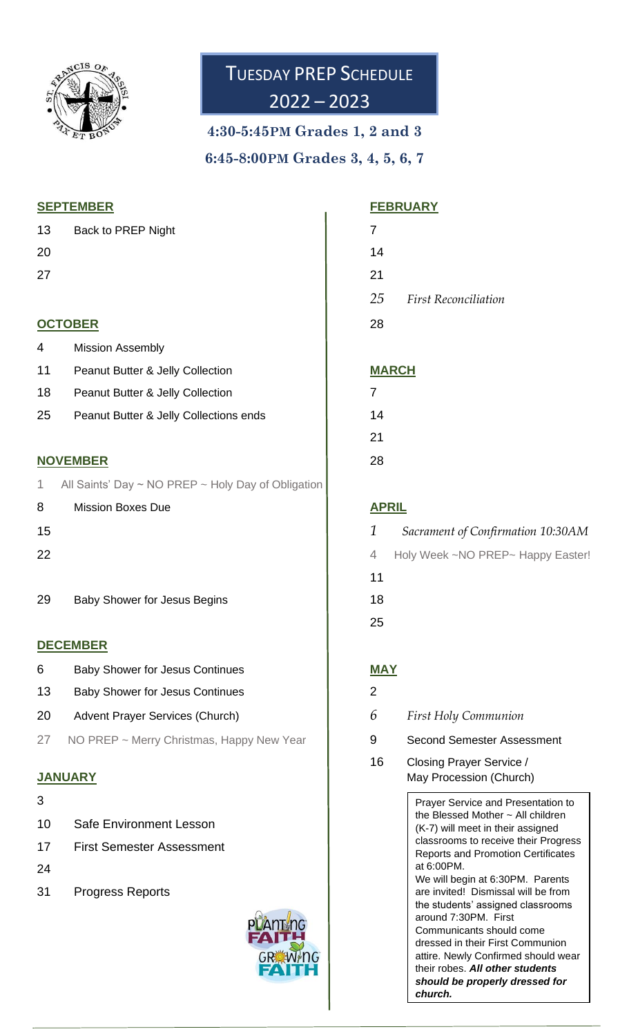# TUESDAY PREP SCHEDULE 2022 – 2023

**4:30-5:45PM Grades 1, 2 and 3**

**6:45-8:00PM Grades 3, 4, 5, 6, 7**

**SEPTEMBER**

13 Back to PREP Night
20
27

**OCTOBER**

4 Mission Assembly
11 Peanut Butter & Jelly Collection
18 Peanut Butter & Jelly Collection
25 Peanut Butter & Jelly Collections ends

**NOVEMBER**

1 All Saints' Day ~ NO PREP ~ Holy Day of Obligation
8 Mission Boxes Due
15
22
29 Baby Shower for Jesus Begins

**DECEMBER**

6 Baby Shower for Jesus Continues
13 Baby Shower for Jesus Continues
20 Advent Prayer Services (Church)
27 NO PREP ~ Merry Christmas, Happy New Year

**JANUARY**

3
10 Safe Environment Lesson
17 First Semester Assessment
24
31 Progress Reports

**FEBRUARY**

7
14
21
*25 First Reconciliation*
28

**MARCH**

7
14
21
28

**APRIL**

*1 Sacrament of Confirmation 10:30AM*
4 Holy Week ~NO PREP~ Happy Easter!
11
18
25

**MAY**

2
*6 First Holy Communion*
9 Second Semester Assessment
16 Closing Prayer Service / May Procession (Church)

Prayer Service and Presentation to the Blessed Mother ~ All children (K-7) will meet in their assigned classrooms to receive their Progress Reports and Promotion Certificates at 6:00PM.
We will begin at 6:30PM. Parents are invited! Dismissal will be from the students' assigned classrooms around 7:30PM. First Communicants should come dressed in their First Communion attire. Newly Confirmed should wear their robes. ***All other students should be properly dressed for church.***